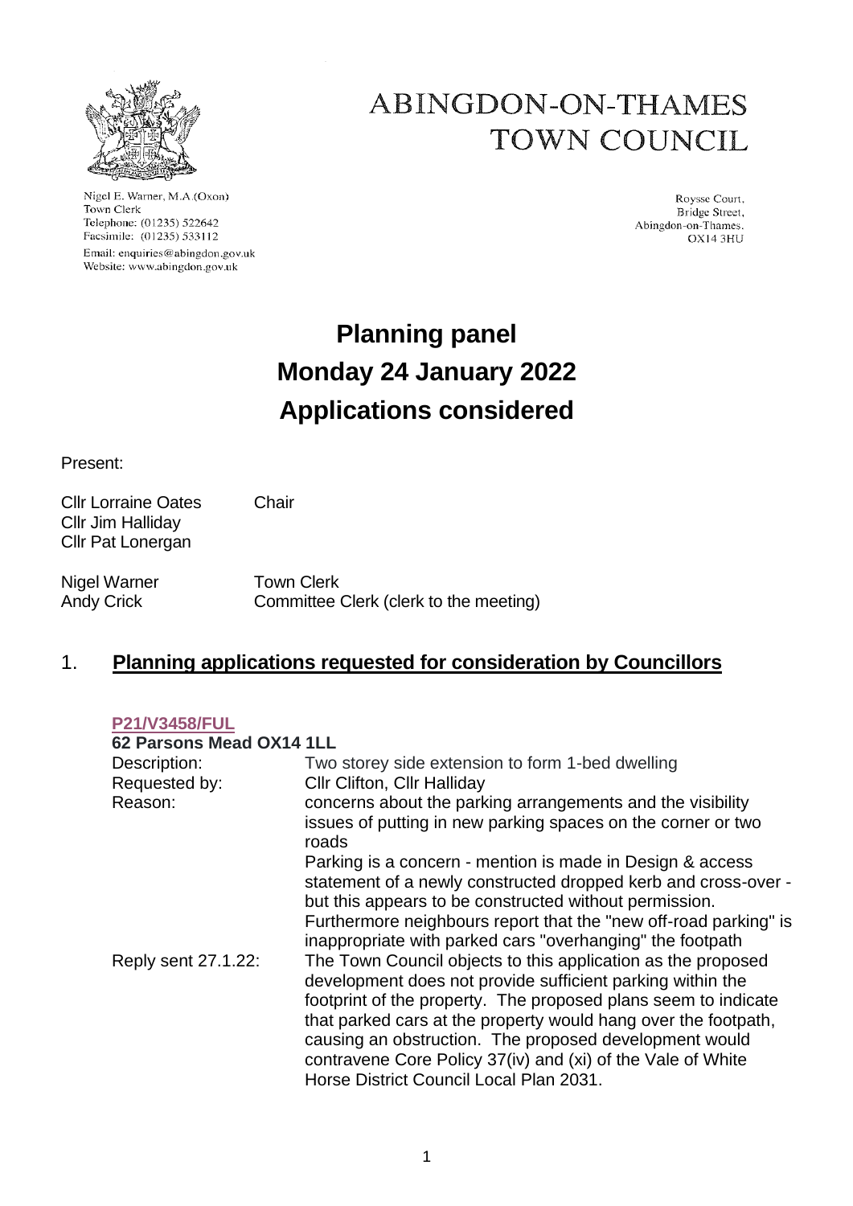Nigel E. Warner, M.A.(Oxon)
Town Clerk
Telephone: (01235) 522642
Facsimile: (01235) 533112
Email: enquiries@abingdon.gov.uk
Website: www.abingdon.gov.uk

# ABINGDON-ON-THAMES TOWN COUNCIL

Roysse Court,
Bridge Street,
Abingdon-on-Thames.
OX14 3HU

# Planning panel
# Monday 24 January 2022
# Applications considered

Present:

| | |
|---|---|
| Cllr Lorraine Oates | Chair |
| Cllr Jim Halliday | |
| Cllr Pat Lonergan | |
| | |
| Nigel Warner | Town Clerk |
| Andy Crick | Committee Clerk (clerk to the meeting) |

## 1. Planning applications requested for consideration by Councillors

**P21/V3458/FUL**

**62 Parsons Mead OX14 1LL**

| | |
|---|---|
| Description: | Two storey side extension to form 1-bed dwelling |
| Requested by: | Cllr Clifton, Cllr Halliday |
| Reason: | concerns about the parking arrangements and the visibility issues of putting in new parking spaces on the corner or two roads<br>Parking is a concern - mention is made in Design & access statement of a newly constructed dropped kerb and cross-over - but this appears to be constructed without permission. Furthermore neighbours report that the "new off-road parking" is inappropriate with parked cars "overhanging" the footpath |
| Reply sent 27.1.22: | The Town Council objects to this application as the proposed development does not provide sufficient parking within the footprint of the property. The proposed plans seem to indicate that parked cars at the property would hang over the footpath, causing an obstruction. The proposed development would contravene Core Policy 37(iv) and (xi) of the Vale of White Horse District Council Local Plan 2031. |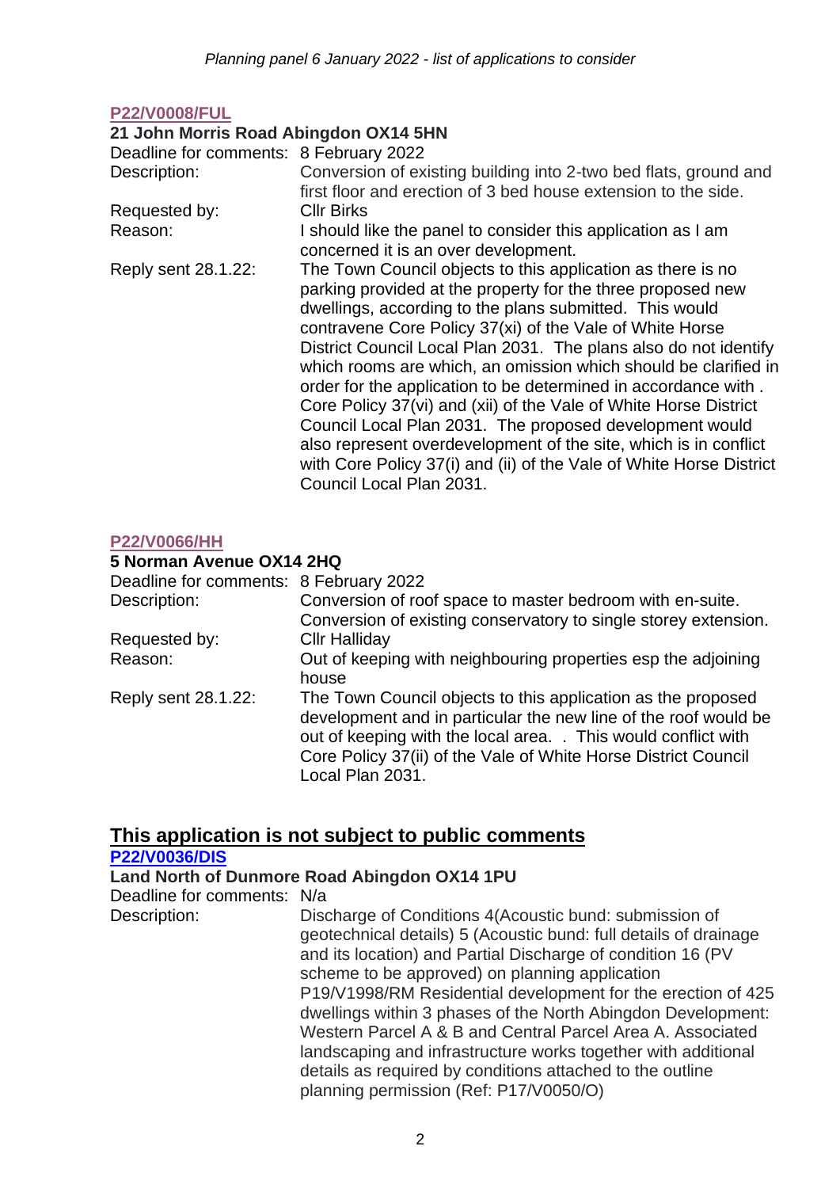**P22/V0008/FUL**

**21 John Morris Road Abingdon OX14 5HN**

| | |
|---|---|
| Deadline for comments: | 8 February 2022 |
| Description: | Conversion of existing building into 2-two bed flats, ground and first floor and erection of 3 bed house extension to the side. |
| Requested by: | Cllr Birks |
| Reason: | I should like the panel to consider this application as I am concerned it is an over development. |
| Reply sent 28.1.22: | The Town Council objects to this application as there is no parking provided at the property for the three proposed new dwellings, according to the plans submitted. This would contravene Core Policy 37(xi) of the Vale of White Horse District Council Local Plan 2031. The plans also do not identify which rooms are which, an omission which should be clarified in order for the application to be determined in accordance with . Core Policy 37(vi) and (xii) of the Vale of White Horse District Council Local Plan 2031. The proposed development would also represent overdevelopment of the site, which is in conflict with Core Policy 37(i) and (ii) of the Vale of White Horse District Council Local Plan 2031. |

**P22/V0066/HH**

**5 Norman Avenue OX14 2HQ**

| | |
|---|---|
| Deadline for comments: | 8 February 2022 |
| Description: | Conversion of roof space to master bedroom with en-suite. Conversion of existing conservatory to single storey extension. |
| Requested by: | Cllr Halliday |
| Reason: | Out of keeping with neighbouring properties esp the adjoining house |
| Reply sent 28.1.22: | The Town Council objects to this application as the proposed development and in particular the new line of the roof would be out of keeping with the local area. . This would conflict with Core Policy 37(ii) of the Vale of White Horse District Council Local Plan 2031. |

## This application is not subject to public comments

**P22/V0036/DIS**

**Land North of Dunmore Road Abingdon OX14 1PU**

| | |
|---|---|
| Deadline for comments: | N/a |
| Description: | Discharge of Conditions 4(Acoustic bund: submission of geotechnical details) 5 (Acoustic bund: full details of drainage and its location) and Partial Discharge of condition 16 (PV scheme to be approved) on planning application P19/V1998/RM Residential development for the erection of 425 dwellings within 3 phases of the North Abingdon Development: Western Parcel A & B and Central Parcel Area A. Associated landscaping and infrastructure works together with additional details as required by conditions attached to the outline planning permission (Ref: P17/V0050/O) |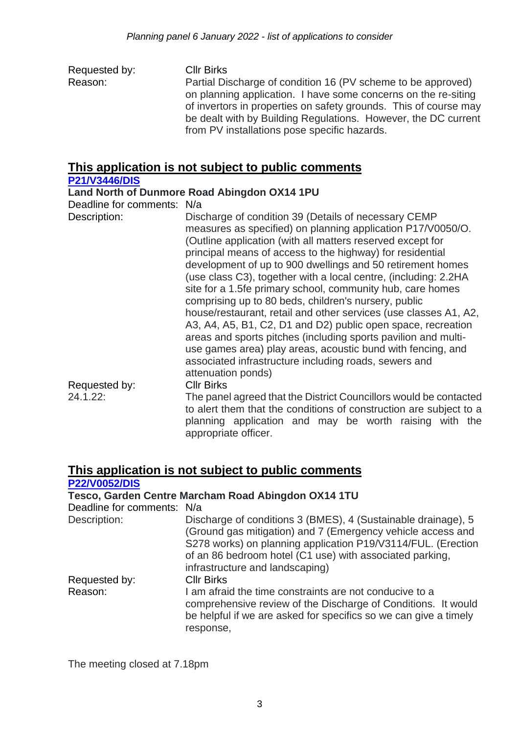| | |
|---|---|
| Requested by: | Cllr Birks |
| Reason: | Partial Discharge of condition 16 (PV scheme to be approved) on planning application. I have some concerns on the re-siting of invertors in properties on safety grounds. This of course may be dealt with by Building Regulations. However, the DC current from PV installations pose specific hazards. |

## This application is not subject to public comments

**P21/V3446/DIS**

**Land North of Dunmore Road Abingdon OX14 1PU**

| | |
|---|---|
| Deadline for comments: | N/a |
| Description: | Discharge of condition 39 (Details of necessary CEMP measures as specified) on planning application P17/V0050/O. (Outline application (with all matters reserved except for principal means of access to the highway) for residential development of up to 900 dwellings and 50 retirement homes (use class C3), together with a local centre, (including: 2.2HA site for a 1.5fe primary school, community hub, care homes comprising up to 80 beds, children's nursery, public house/restaurant, retail and other services (use classes A1, A2, A3, A4, A5, B1, C2, D1 and D2) public open space, recreation areas and sports pitches (including sports pavilion and multi-use games area) play areas, acoustic bund with fencing, and associated infrastructure including roads, sewers and attenuation ponds) |
| Requested by: | Cllr Birks |
| 24.1.22: | The panel agreed that the District Councillors would be contacted to alert them that the conditions of construction are subject to a planning application and may be worth raising with the appropriate officer. |

## This application is not subject to public comments

**P22/V0052/DIS**

**Tesco, Garden Centre Marcham Road Abingdon OX14 1TU**

| | |
|---|---|
| Deadline for comments: | N/a |
| Description: | Discharge of conditions 3 (BMES), 4 (Sustainable drainage), 5 (Ground gas mitigation) and 7 (Emergency vehicle access and S278 works) on planning application P19/V3114/FUL. (Erection of an 86 bedroom hotel (C1 use) with associated parking, infrastructure and landscaping) |
| Requested by: | Cllr Birks |
| Reason: | I am afraid the time constraints are not conducive to a comprehensive review of the Discharge of Conditions. It would be helpful if we are asked for specifics so we can give a timely response, |

The meeting closed at 7.18pm